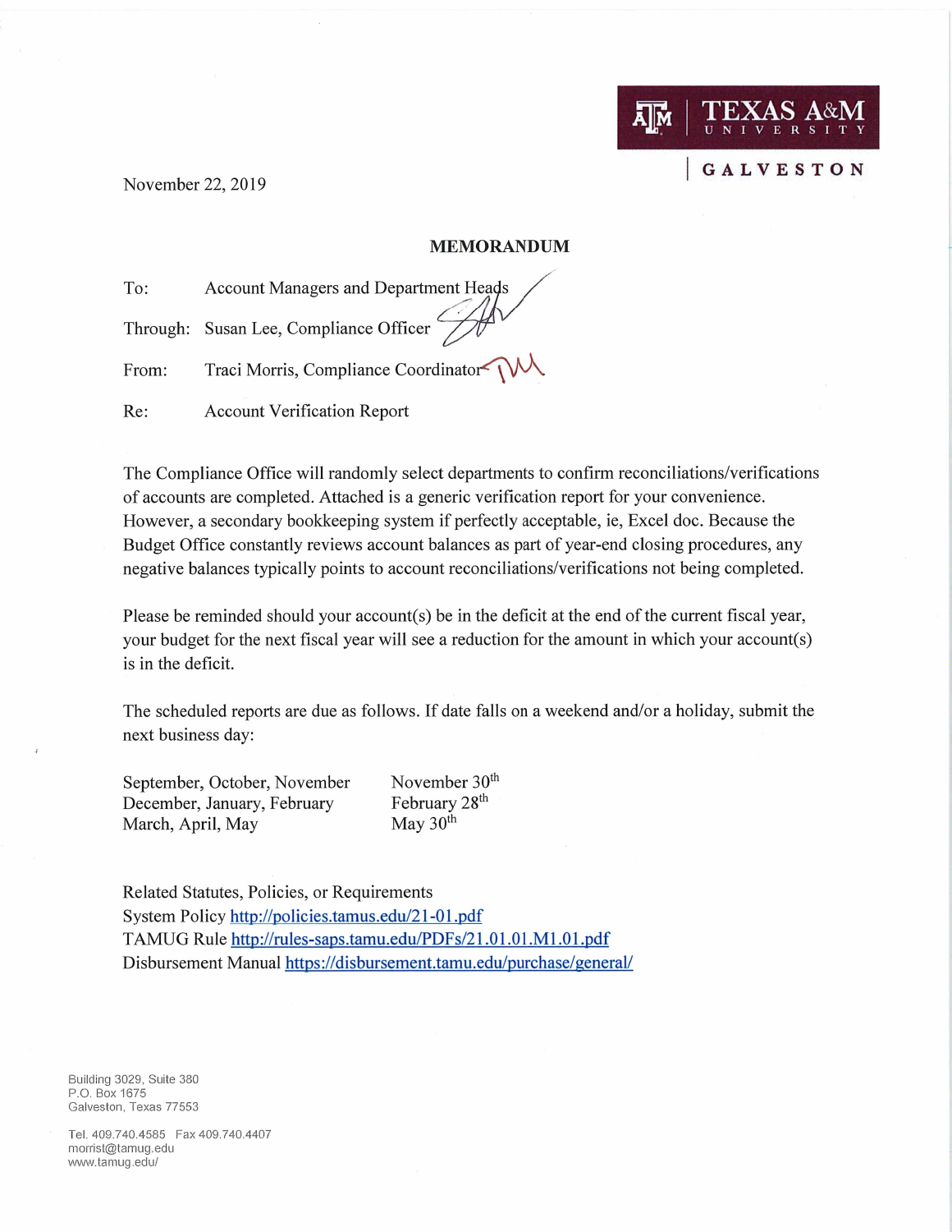TEXAS A&M UNIVERSITY | GALVESTON

November 22, 2019

## MEMORANDUM

To: Account Managers and Department Heads

Through: Susan Lee, Compliance Officer

From: Traci Morris, Compliance Coordinator

Re: Account Verification Report

The Compliance Office will randomly select departments to confirm reconciliations/verifications of accounts are completed. Attached is a generic verification report for your convenience. However, a secondary bookkeeping system if perfectly acceptable, ie, Excel doc. Because the Budget Office constantly reviews account balances as part of year-end closing procedures, any negative balances typically points to account reconciliations/verifications not being completed.

Please be reminded should your account(s) be in the deficit at the end of the current fiscal year, your budget for the next fiscal year will see a reduction for the amount in which your account(s) is in the deficit.

The scheduled reports are due as follows. If date falls on a weekend and/or a holiday, submit the next business day:

| | |
|---|---|
| September, October, November | November 30th |
| December, January, February | February 28th |
| March, April, May | May 30th |

Related Statutes, Policies, or Requirements
System Policy http://policies.tamus.edu/21-01.pdf
TAMUG Rule http://rules-saps.tamu.edu/PDFs/21.01.01.M1.01.pdf
Disbursement Manual https://disbursement.tamu.edu/purchase/general/

Building 3029, Suite 380
P.O. Box 1675
Galveston, Texas 77553

Tel. 409.740.4585 Fax 409.740.4407
morrist@tamug.edu
www.tamug.edu/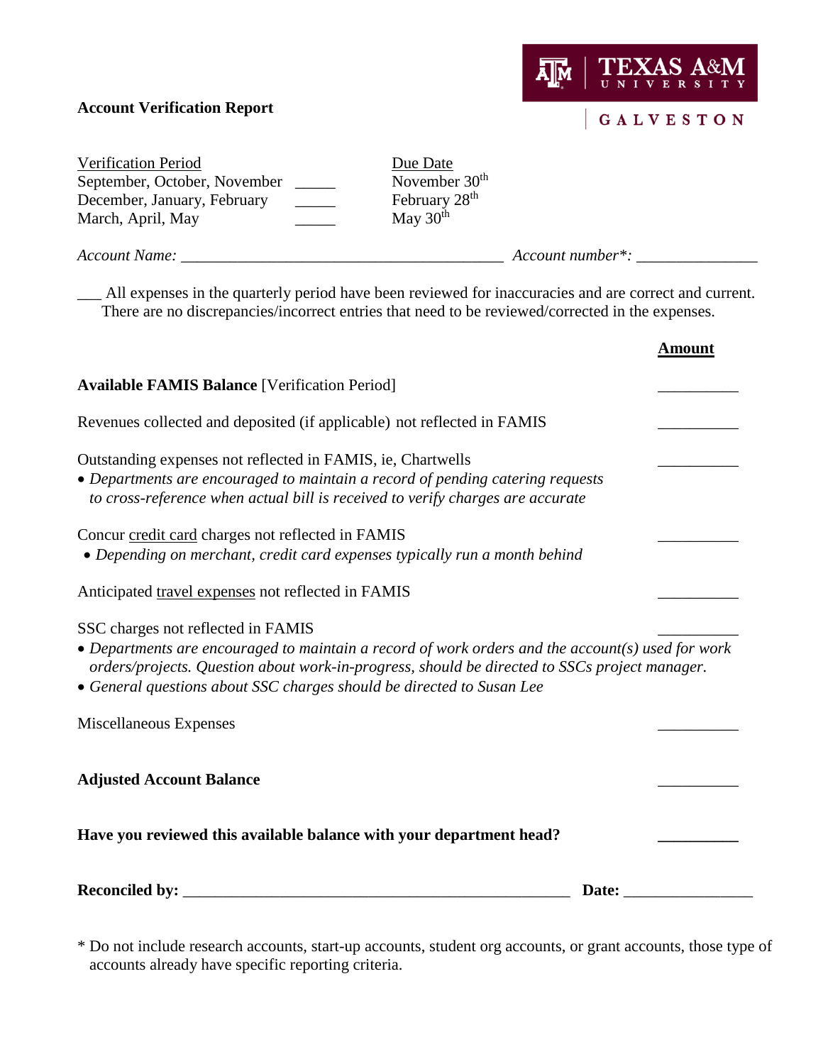**Account Verification Report**

TEXAS A&M UNIVERSITY

GALVESTON

| Verification Period | | Due Date |
|---|---|---|
| September, October, November | _____ | November 30th |
| December, January, February | _____ | February 28th |
| March, April, May | _____ | May 30th |

*Account Name:* ________________________________________ *Account number\*:* _______________

___ All expenses in the quarterly period have been reviewed for inaccuracies and are correct and current. There are no discrepancies/incorrect entries that need to be reviewed/corrected in the expenses.

| | **Amount** |
|---|---|
| **Available FAMIS Balance** [Verification Period] | __________ |
| Revenues collected and deposited (if applicable) not reflected in FAMIS | __________ |
| Outstanding expenses not reflected in FAMIS, ie, Chartwells<br>• *Departments are encouraged to maintain a record of pending catering requests to cross-reference when actual bill is received to verify charges are accurate* | __________ |
| Concur credit card charges not reflected in FAMIS<br>• *Depending on merchant, credit card expenses typically run a month behind* | __________ |
| Anticipated travel expenses not reflected in FAMIS | __________ |
| SSC charges not reflected in FAMIS<br>• *Departments are encouraged to maintain a record of work orders and the account(s) used for work orders/projects. Question about work-in-progress, should be directed to SSCs project manager.*<br>• *General questions about SSC charges should be directed to Susan Lee* | __________ |
| Miscellaneous Expenses | __________ |
| **Adjusted Account Balance** | __________ |
| **Have you reviewed this available balance with your department head?** | __________ |

**Reconciled by:** _______________________________________________ **Date:** _______________

\* Do not include research accounts, start-up accounts, student org accounts, or grant accounts, those type of accounts already have specific reporting criteria.